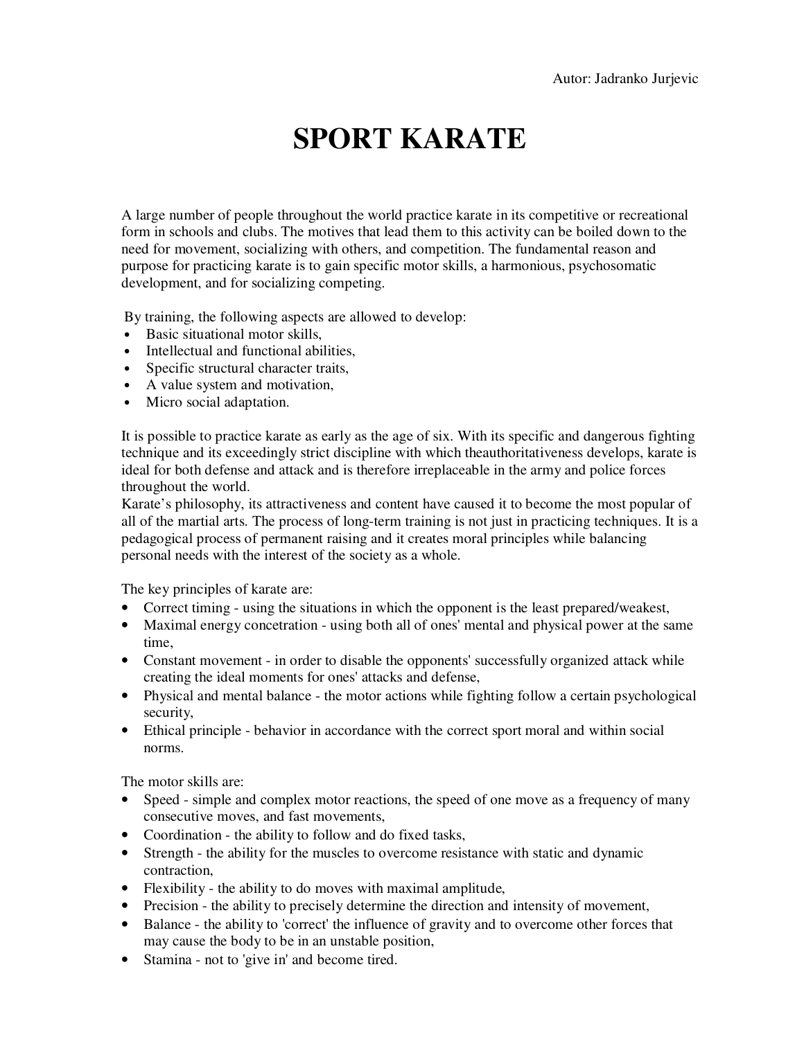Autor: Jadranko Jurjevic

# SPORT KARATE

A large number of people throughout the world practice karate in its competitive or recreational form in schools and clubs. The motives that lead them to this activity can be boiled down to the need for movement, socializing with others, and competition. The fundamental reason and purpose for practicing karate is to gain specific motor skills, a harmonious, psychosomatic development, and for socializing competing.

By training, the following aspects are allowed to develop:

- Basic situational motor skills,
- Intellectual and functional abilities,
- Specific structural character traits,
- A value system and motivation,
- Micro social adaptation.

It is possible to practice karate as early as the age of six. With its specific and dangerous fighting technique and its exceedingly strict discipline with which theauthoritativeness develops, karate is ideal for both defense and attack and is therefore irreplaceable in the army and police forces throughout the world.
Karate's philosophy, its attractiveness and content have caused it to become the most popular of all of the martial arts. The process of long-term training is not just in practicing techniques. It is a pedagogical process of permanent raising and it creates moral principles while balancing personal needs with the interest of the society as a whole.

The key principles of karate are:

- Correct timing - using the situations in which the opponent is the least prepared/weakest,
- Maximal energy concetration - using both all of ones' mental and physical power at the same time,
- Constant movement - in order to disable the opponents' successfully organized attack while creating the ideal moments for ones' attacks and defense,
- Physical and mental balance - the motor actions while fighting follow a certain psychological security,
- Ethical principle - behavior in accordance with the correct sport moral and within social norms.

The motor skills are:

- Speed - simple and complex motor reactions, the speed of one move as a frequency of many consecutive moves, and fast movements,
- Coordination - the ability to follow and do fixed tasks,
- Strength - the ability for the muscles to overcome resistance with static and dynamic contraction,
- Flexibility - the ability to do moves with maximal amplitude,
- Precision - the ability to precisely determine the direction and intensity of movement,
- Balance - the ability to 'correct' the influence of gravity and to overcome other forces that may cause the body to be in an unstable position,
- Stamina - not to 'give in' and become tired.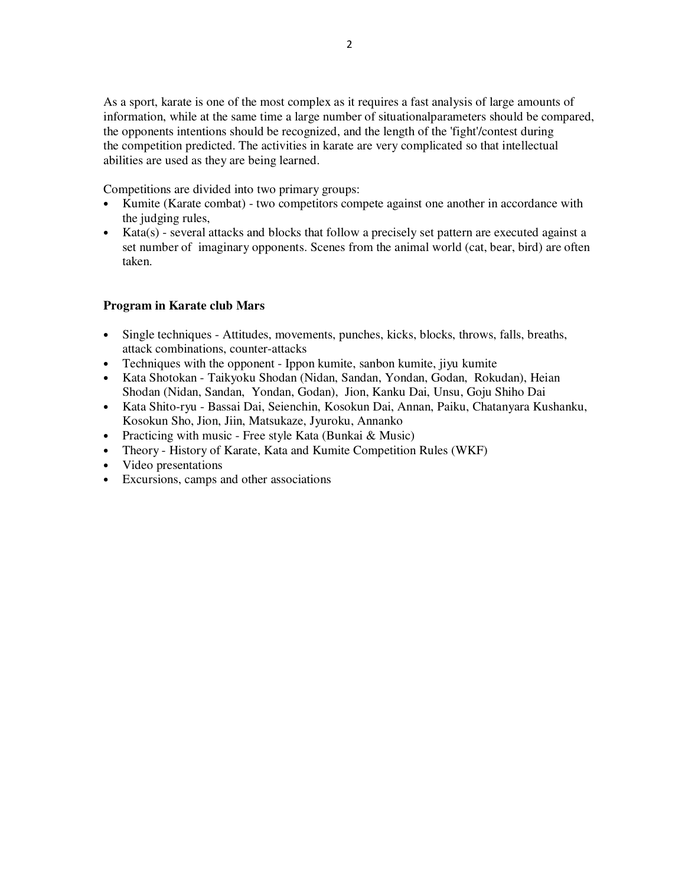As a sport, karate is one of the most complex as it requires a fast analysis of large amounts of information, while at the same time a large number of situationalparameters should be compared, the opponents intentions should be recognized, and the length of the 'fight'/contest during the competition predicted. The activities in karate are very complicated so that intellectual abilities are used as they are being learned.

Competitions are divided into two primary groups:

- Kumite (Karate combat) - two competitors compete against one another in accordance with the judging rules,
- Kata(s) - several attacks and blocks that follow a precisely set pattern are executed against a set number of imaginary opponents. Scenes from the animal world (cat, bear, bird) are often taken.

**Program in Karate club Mars**

- Single techniques - Attitudes, movements, punches, kicks, blocks, throws, falls, breaths, attack combinations, counter-attacks
- Techniques with the opponent - Ippon kumite, sanbon kumite, jiyu kumite
- Kata Shotokan - Taikyoku Shodan (Nidan, Sandan, Yondan, Godan, Rokudan), Heian Shodan (Nidan, Sandan, Yondan, Godan), Jion, Kanku Dai, Unsu, Goju Shiho Dai
- Kata Shito-ryu - Bassai Dai, Seienchin, Kosokun Dai, Annan, Paiku, Chatanyara Kushanku, Kosokun Sho, Jion, Jiin, Matsukaze, Jyuroku, Annanko
- Practicing with music - Free style Kata (Bunkai & Music)
- Theory - History of Karate, Kata and Kumite Competition Rules (WKF)
- Video presentations
- Excursions, camps and other associations